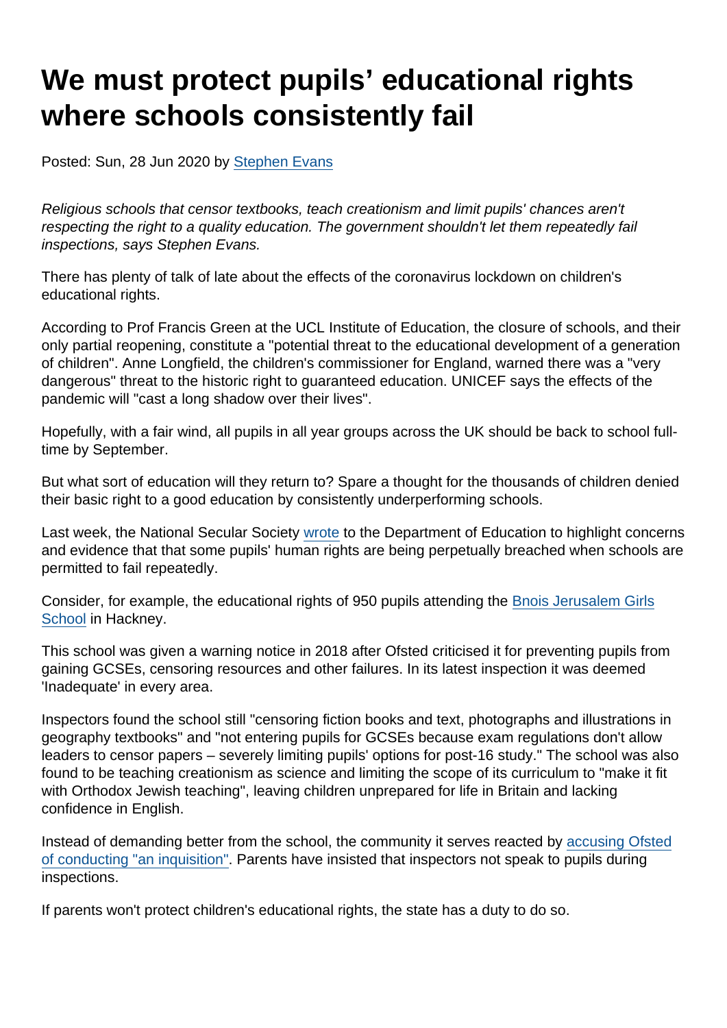# We must protect pupils' educational rights where schools consistently fail

Posted: Sun, 28 Jun 2020 by [Stephen Evans]

*Religious schools that censor textbooks, teach creationism and limit pupils' chances aren't respecting the right to a quality education. The government shouldn't let them repeatedly fail inspections, says Stephen Evans.*

There has plenty of talk of late about the effects of the coronavirus lockdown on children's educational rights.

According to Prof Francis Green at the UCL Institute of Education, the closure of schools, and their only partial reopening, constitute a "potential threat to the educational development of a generation of children". Anne Longfield, the children's commissioner for England, warned there was a "very dangerous" threat to the historic right to guaranteed education. UNICEF says the effects of the pandemic will "cast a long shadow over their lives".

Hopefully, with a fair wind, all pupils in all year groups across the UK should be back to school full-time by September.

But what sort of education will they return to? Spare a thought for the thousands of children denied their basic right to a good education by consistently underperforming schools.

Last week, the National Secular Society [wrote] to the Department of Education to highlight concerns and evidence that that some pupils' human rights are being perpetually breached when schools are permitted to fail repeatedly.

Consider, for example, the educational rights of 950 pupils attending the [Bnois Jerusalem Girls School] in Hackney.

This school was given a warning notice in 2018 after Ofsted criticised it for preventing pupils from gaining GCSEs, censoring resources and other failures. In its latest inspection it was deemed 'Inadequate' in every area.

Inspectors found the school still "censoring fiction books and text, photographs and illustrations in geography textbooks" and "not entering pupils for GCSEs because exam regulations don't allow leaders to censor papers – severely limiting pupils' options for post-16 study." The school was also found to be teaching creationism as science and limiting the scope of its curriculum to "make it fit with Orthodox Jewish teaching", leaving children unprepared for life in Britain and lacking confidence in English.

Instead of demanding better from the school, the community it serves reacted by [accusing Ofsted of conducting "an inquisition"]. Parents have insisted that inspectors not speak to pupils during inspections.

If parents won't protect children's educational rights, the state has a duty to do so.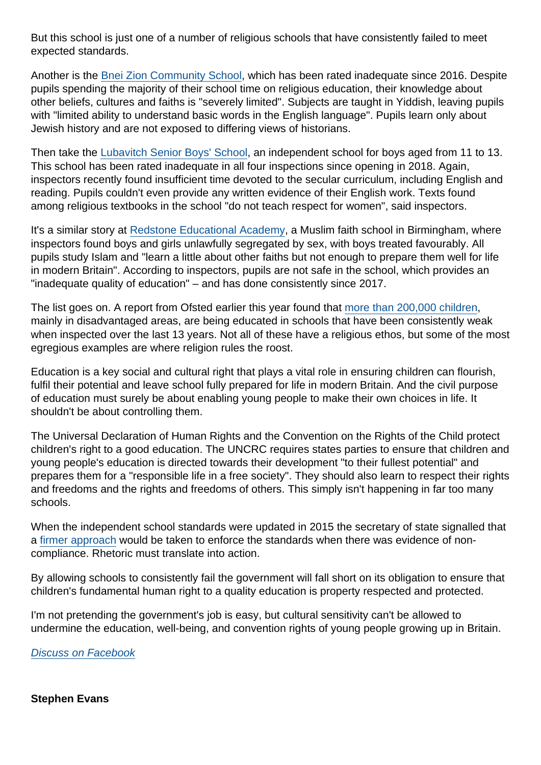But this school is just one of a number of religious schools that have consistently failed to meet expected standards.

Another is the Bnei Zion Community School, which has been rated inadequate since 2016. Despite pupils spending the majority of their school time on religious education, their knowledge about other beliefs, cultures and faiths is "severely limited". Subjects are taught in Yiddish, leaving pupils with "limited ability to understand basic words in the English language". Pupils learn only about Jewish history and are not exposed to differing views of historians.

Then take the Lubavitch Senior Boys' School, an independent school for boys aged from 11 to 13. This school has been rated inadequate in all four inspections since opening in 2018. Again, inspectors recently found insufficient time devoted to the secular curriculum, including English and reading. Pupils couldn't even provide any written evidence of their English work. Texts found among religious textbooks in the school "do not teach respect for women", said inspectors.

It's a similar story at Redstone Educational Academy, a Muslim faith school in Birmingham, where inspectors found boys and girls unlawfully segregated by sex, with boys treated favourably. All pupils study Islam and "learn a little about other faiths but not enough to prepare them well for life in modern Britain". According to inspectors, pupils are not safe in the school, which provides an "inadequate quality of education" – and has done consistently since 2017.

The list goes on. A report from Ofsted earlier this year found that more than 200,000 children, mainly in disadvantaged areas, are being educated in schools that have been consistently weak when inspected over the last 13 years. Not all of these have a religious ethos, but some of the most egregious examples are where religion rules the roost.

Education is a key social and cultural right that plays a vital role in ensuring children can flourish, fulfil their potential and leave school fully prepared for life in modern Britain. And the civil purpose of education must surely be about enabling young people to make their own choices in life. It shouldn't be about controlling them.

The Universal Declaration of Human Rights and the Convention on the Rights of the Child protect children's right to a good education. The UNCRC requires states parties to ensure that children and young people's education is directed towards their development "to their fullest potential" and prepares them for a "responsible life in a free society". They should also learn to respect their rights and freedoms and the rights and freedoms of others. This simply isn't happening in far too many schools.

When the independent school standards were updated in 2015 the secretary of state signalled that a firmer approach would be taken to enforce the standards when there was evidence of non-compliance. Rhetoric must translate into action.

By allowing schools to consistently fail the government will fall short on its obligation to ensure that children's fundamental human right to a quality education is property respected and protected.

I'm not pretending the government's job is easy, but cultural sensitivity can't be allowed to undermine the education, well-being, and convention rights of young people growing up in Britain.

*Discuss on Facebook*

**Stephen Evans**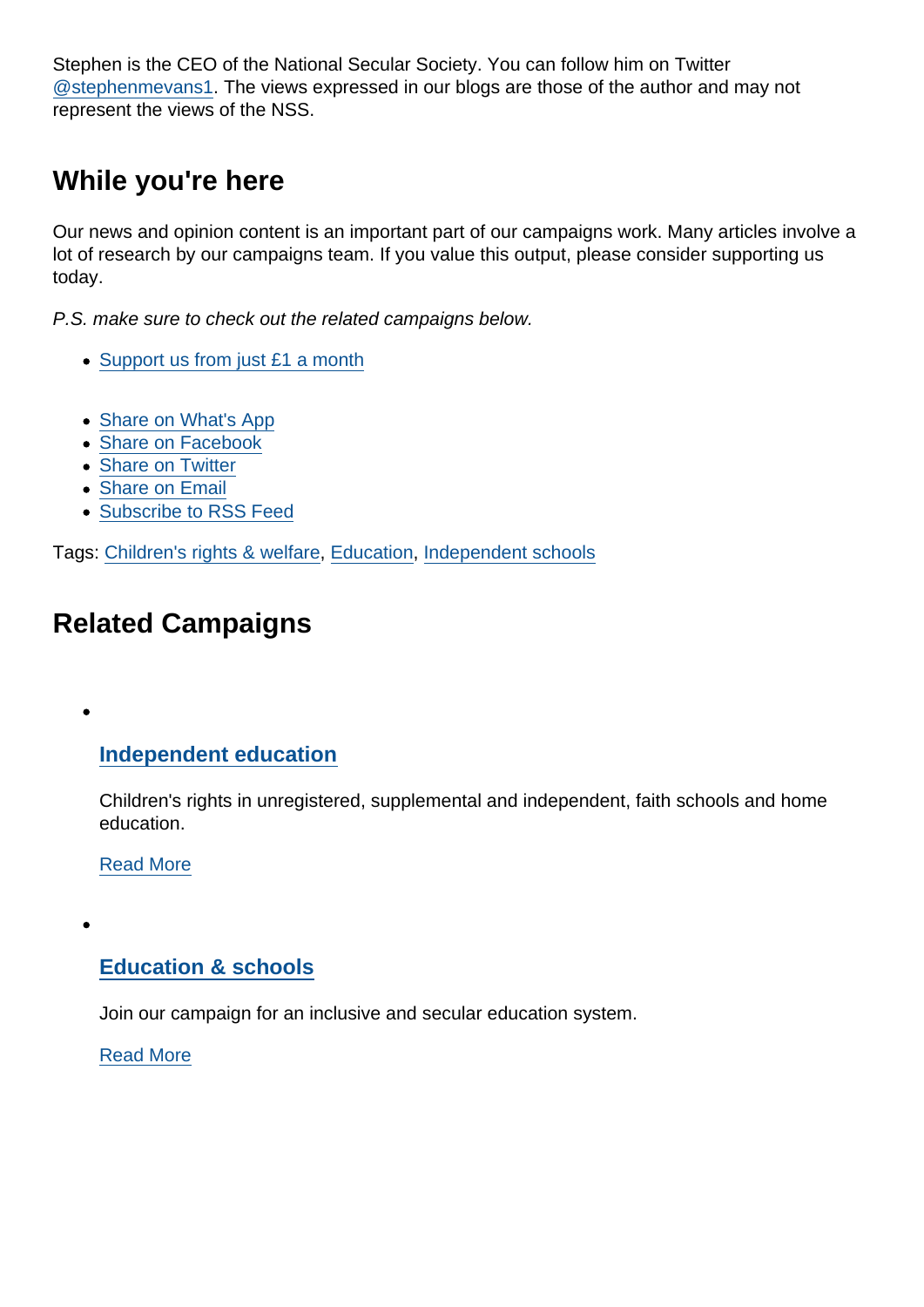Stephen is the CEO of the National Secular Society. You can follow him on Twitter @stephenmevans1. The views expressed in our blogs are those of the author and may not represent the views of the NSS.

## While you're here

Our news and opinion content is an important part of our campaigns work. Many articles involve a lot of research by our campaigns team. If you value this output, please consider supporting us today.

*P.S. make sure to check out the related campaigns below.*

- Support us from just £1 a month

- Share on What's App
- Share on Facebook
- Share on Twitter
- Share on Email
- Subscribe to RSS Feed

Tags: Children's rights & welfare, Education, Independent schools

## Related Campaigns

- ### Independent education

  Children's rights in unregistered, supplemental and independent, faith schools and home education.

  Read More

- ### Education & schools

  Join our campaign for an inclusive and secular education system.

  Read More